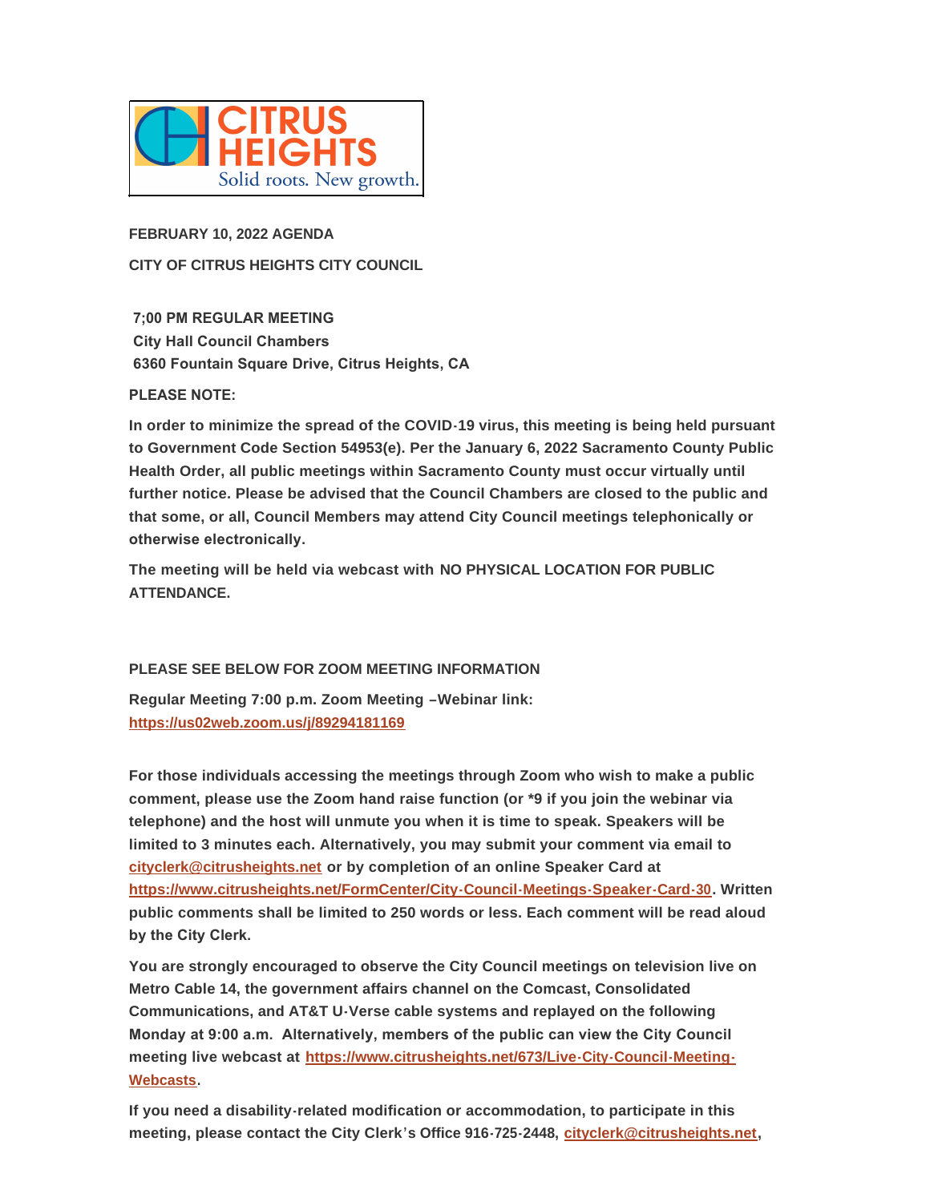CITRUS HEIGHTS
Solid roots. New growth.

**FEBRUARY 10, 2022 AGENDA**

**CITY OF CITRUS HEIGHTS CITY COUNCIL**

**7;00 PM REGULAR MEETING**
**City Hall Council Chambers**
**6360 Fountain Square Drive, Citrus Heights, CA**

**PLEASE NOTE:**

**In order to minimize the spread of the COVID-19 virus, this meeting is being held pursuant to Government Code Section 54953(e). Per the January 6, 2022 Sacramento County Public Health Order, all public meetings within Sacramento County must occur virtually until further notice. Please be advised that the Council Chambers are closed to the public and that some, or all, Council Members may attend City Council meetings telephonically or otherwise electronically.**

**The meeting will be held via webcast with NO PHYSICAL LOCATION FOR PUBLIC ATTENDANCE.**

**PLEASE SEE BELOW FOR ZOOM MEETING INFORMATION**

**Regular Meeting 7:00 p.m. Zoom Meeting –Webinar link: [https://us02web.zoom.us/j/89294181169](https://us02web.zoom.us/j/89294181169)**

**For those individuals accessing the meetings through Zoom who wish to make a public comment, please use the Zoom hand raise function (or *9 if you join the webinar via telephone) and the host will unmute you when it is time to speak. Speakers will be limited to 3 minutes each. Alternatively, you may submit your comment via email to [cityclerk@citrusheights.net](mailto:cityclerk@citrusheights.net) or by completion of an online Speaker Card at [https://www.citrusheights.net/FormCenter/City-Council-Meetings-Speaker-Card-30](https://www.citrusheights.net/FormCenter/City-Council-Meetings-Speaker-Card-30). Written public comments shall be limited to 250 words or less. Each comment will be read aloud by the City Clerk.**

**You are strongly encouraged to observe the City Council meetings on television live on Metro Cable 14, the government affairs channel on the Comcast, Consolidated Communications, and AT&T U-Verse cable systems and replayed on the following Monday at 9:00 a.m. Alternatively, members of the public can view the City Council meeting live webcast at [https://www.citrusheights.net/673/Live-City-Council-Meeting-Webcasts](https://www.citrusheights.net/673/Live-City-Council-Meeting-Webcasts).**

**If you need a disability-related modification or accommodation, to participate in this meeting, please contact the City Clerk's Office 916-725-2448, [cityclerk@citrusheights.net](mailto:cityclerk@citrusheights.net),**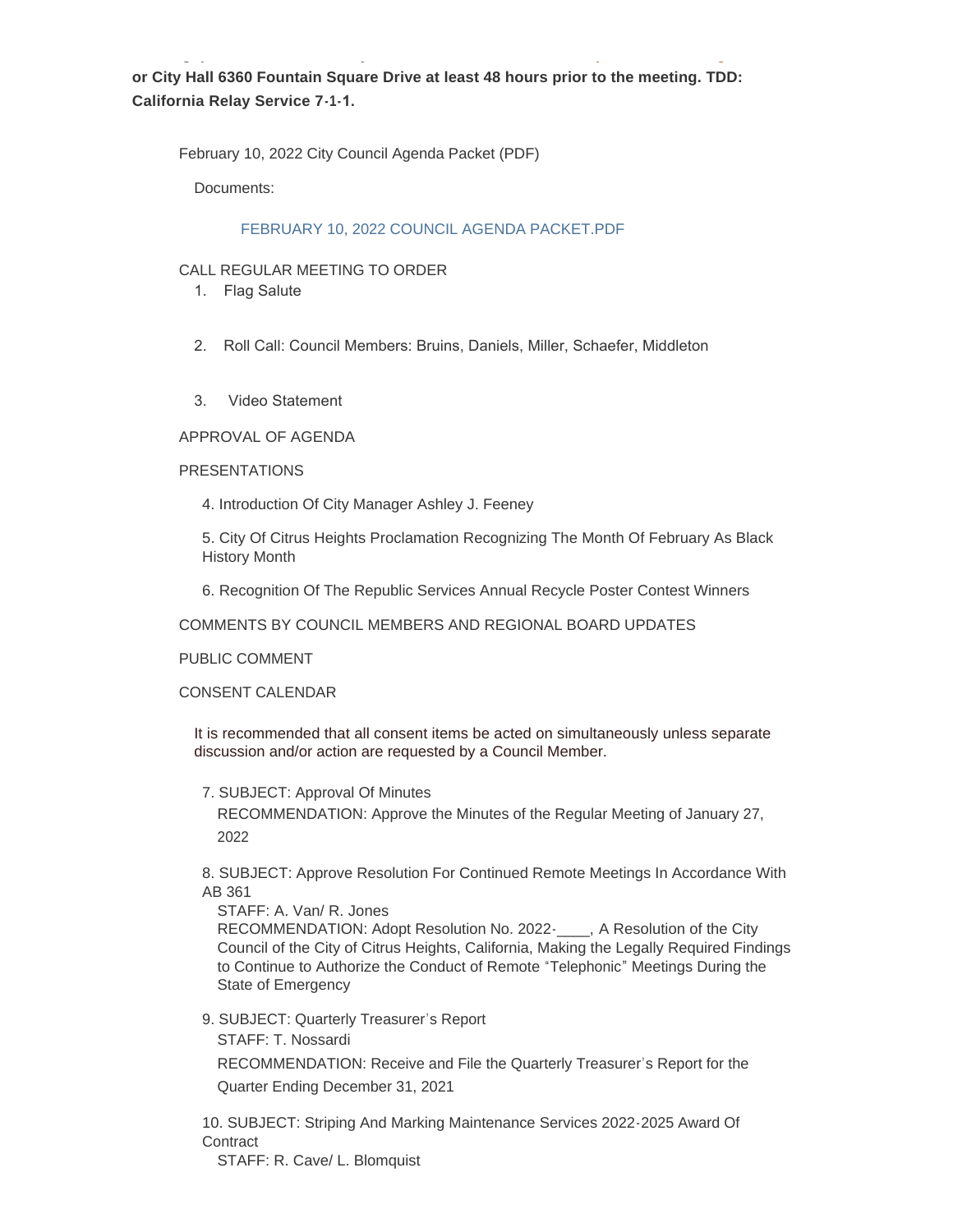**or City Hall 6360 Fountain Square Drive at least 48 hours prior to the meeting. TDD: California Relay Service 7-1-1.**

February 10, 2022 City Council Agenda Packet (PDF)

Documents:

FEBRUARY 10, 2022 COUNCIL AGENDA PACKET.PDF

CALL REGULAR MEETING TO ORDER

1. Flag Salute
2. Roll Call: Council Members: Bruins, Daniels, Miller, Schaefer, Middleton
3. Video Statement

APPROVAL OF AGENDA

PRESENTATIONS

4. Introduction Of City Manager Ashley J. Feeney
5. City Of Citrus Heights Proclamation Recognizing The Month Of February As Black History Month
6. Recognition Of The Republic Services Annual Recycle Poster Contest Winners

COMMENTS BY COUNCIL MEMBERS AND REGIONAL BOARD UPDATES

PUBLIC COMMENT

CONSENT CALENDAR

It is recommended that all consent items be acted on simultaneously unless separate discussion and/or action are requested by a Council Member.

7. SUBJECT: Approval Of Minutes
   RECOMMENDATION: Approve the Minutes of the Regular Meeting of January 27, 2022

8. SUBJECT: Approve Resolution For Continued Remote Meetings In Accordance With AB 361
   STAFF: A. Van/ R. Jones
   RECOMMENDATION: Adopt Resolution No. 2022-____, A Resolution of the City Council of the City of Citrus Heights, California, Making the Legally Required Findings to Continue to Authorize the Conduct of Remote "Telephonic" Meetings During the State of Emergency

9. SUBJECT: Quarterly Treasurer's Report
   STAFF: T. Nossardi
   RECOMMENDATION: Receive and File the Quarterly Treasurer's Report for the Quarter Ending December 31, 2021

10. SUBJECT: Striping And Marking Maintenance Services 2022-2025 Award Of Contract
    STAFF: R. Cave/ L. Blomquist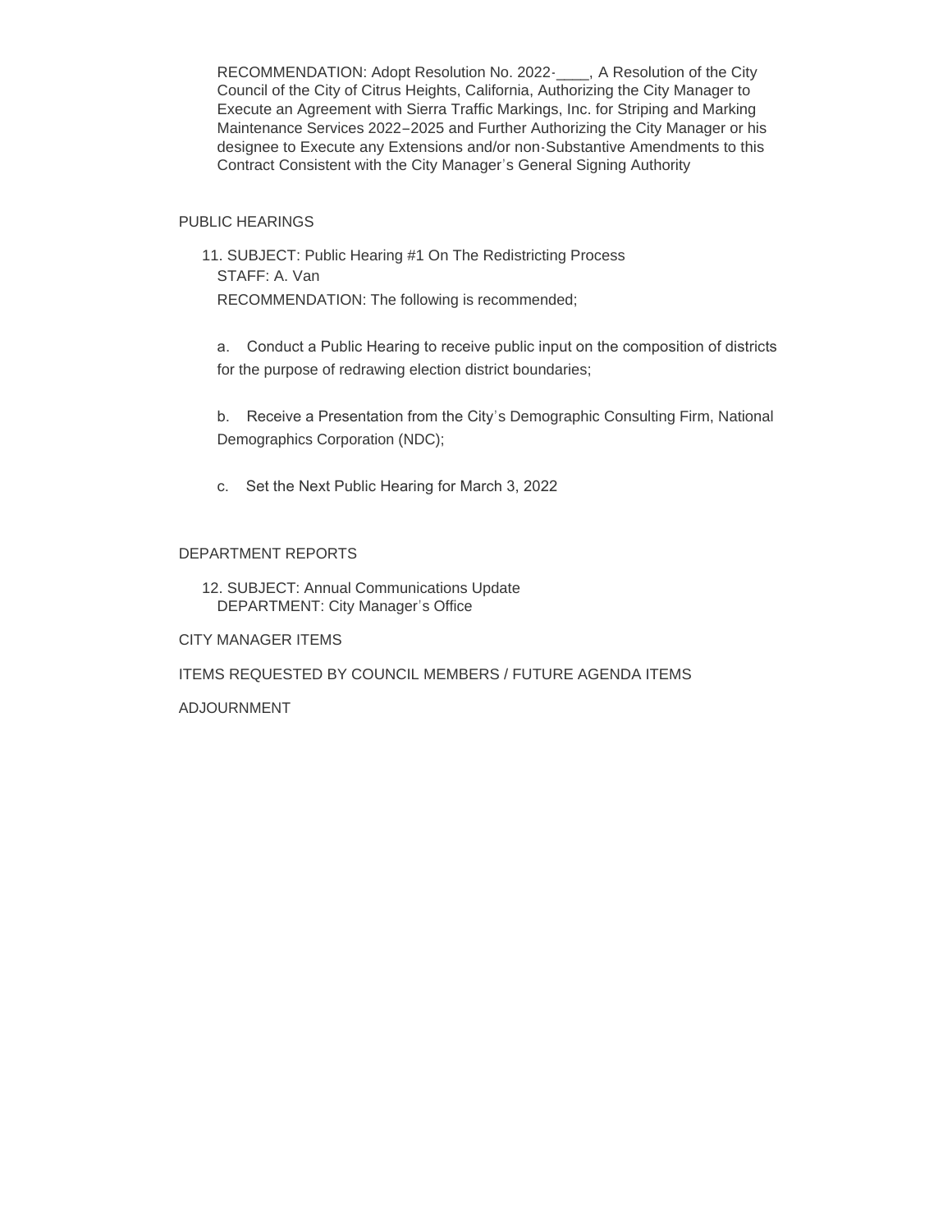RECOMMENDATION: Adopt Resolution No. 2022-____, A Resolution of the City Council of the City of Citrus Heights, California, Authorizing the City Manager to Execute an Agreement with Sierra Traffic Markings, Inc. for Striping and Marking Maintenance Services 2022–2025 and Further Authorizing the City Manager or his designee to Execute any Extensions and/or non-Substantive Amendments to this Contract Consistent with the City Manager's General Signing Authority

PUBLIC HEARINGS

11. SUBJECT: Public Hearing #1 On The Redistricting Process
    STAFF: A. Van
    RECOMMENDATION: The following is recommended;

    a. Conduct a Public Hearing to receive public input on the composition of districts for the purpose of redrawing election district boundaries;

    b. Receive a Presentation from the City's Demographic Consulting Firm, National Demographics Corporation (NDC);

    c. Set the Next Public Hearing for March 3, 2022

DEPARTMENT REPORTS

12. SUBJECT: Annual Communications Update
    DEPARTMENT: City Manager's Office

CITY MANAGER ITEMS

ITEMS REQUESTED BY COUNCIL MEMBERS / FUTURE AGENDA ITEMS

ADJOURNMENT